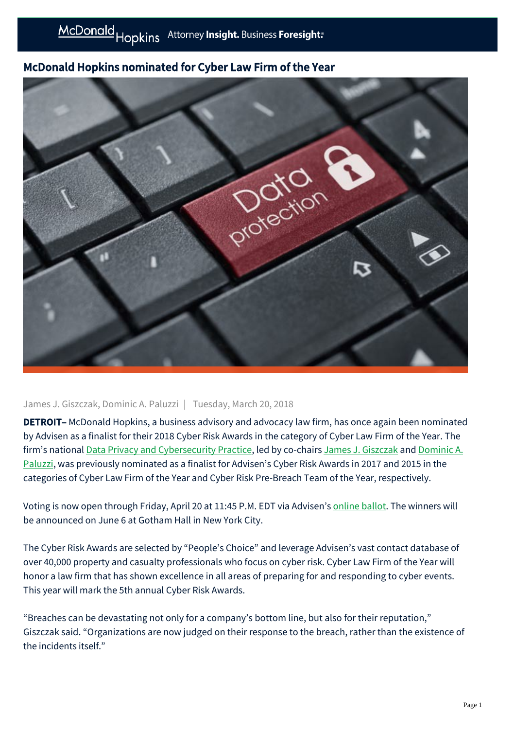# McDonald Hopkins nominated for Cyber Law Firm of the Year

James J. Giszczak, Dominic A. Paluzzi | Tuesday, March 20, 2018

**DETROIT–** McDonald Hopkins, a business advisory and advocacy law firm, has once again been nominated by Advisen as a finalist for their 2018 Cyber Risk Awards in the category of Cyber Law Firm of the Year. The firm's national Data Privacy and Cybersecurity Practice, led by co-chairs James J. Giszczak and Dominic A. Paluzzi, was previously nominated as a finalist for Advisen's Cyber Risk Awards in 2017 and 2015 in the categories of Cyber Law Firm of the Year and Cyber Risk Pre-Breach Team of the Year, respectively.

Voting is now open through Friday, April 20 at 11:45 P.M. EDT via Advisen's online ballot. The winners will be announced on June 6 at Gotham Hall in New York City.

The Cyber Risk Awards are selected by "People's Choice" and leverage Advisen's vast contact database of over 40,000 property and casualty professionals who focus on cyber risk. Cyber Law Firm of the Year will honor a law firm that has shown excellence in all areas of preparing for and responding to cyber events. This year will mark the 5th annual Cyber Risk Awards.

"Breaches can be devastating not only for a company's bottom line, but also for their reputation," Giszczak said. "Organizations are now judged on their response to the breach, rather than the existence of the incidents itself."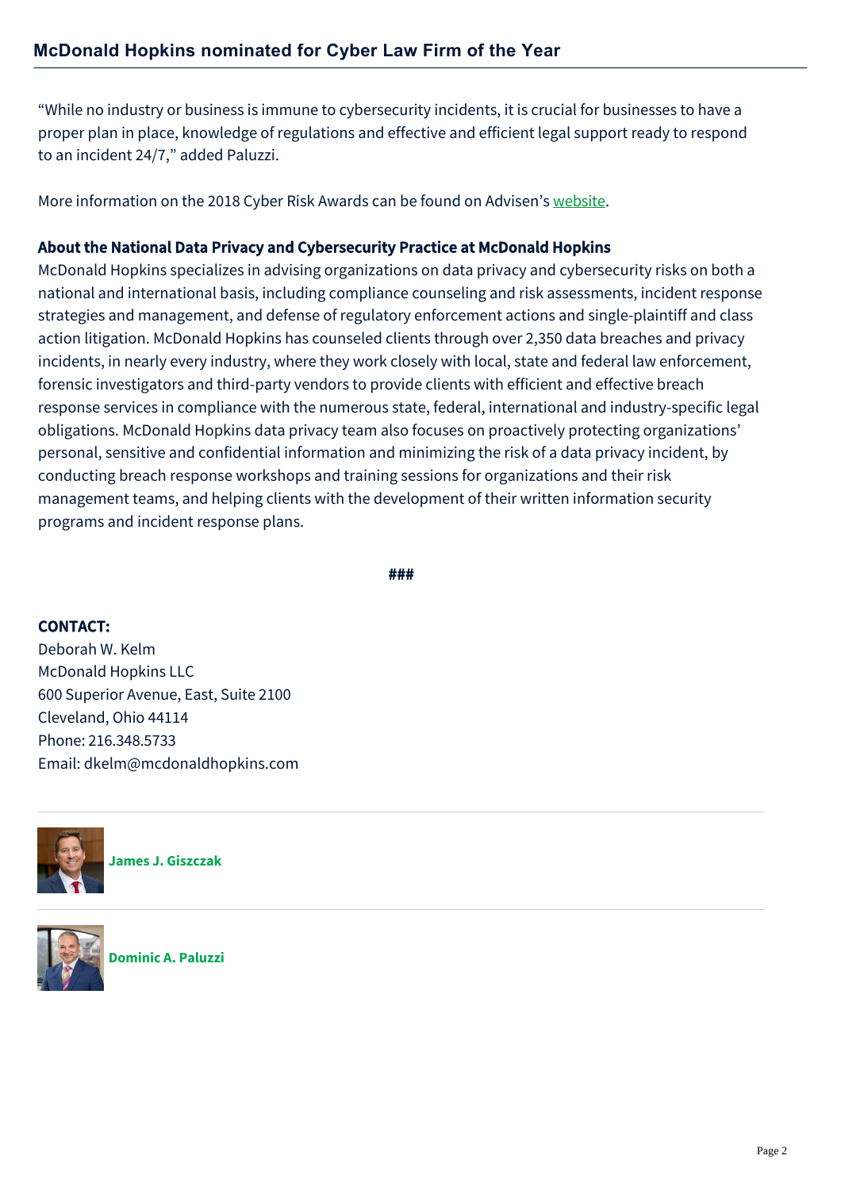"While no industry or business is immune to cybersecurity incidents, it is crucial for businesses to have a proper plan in place, knowledge of regulations and effective and efficient legal support ready to respond to an incident 24/7," added Paluzzi.

More information on the 2018 Cyber Risk Awards can be found on Advisen's website.

**About the National Data Privacy and Cybersecurity Practice at McDonald Hopkins**

McDonald Hopkins specializes in advising organizations on data privacy and cybersecurity risks on both a national and international basis, including compliance counseling and risk assessments, incident response strategies and management, and defense of regulatory enforcement actions and single-plaintiff and class action litigation. McDonald Hopkins has counseled clients through over 2,350 data breaches and privacy incidents, in nearly every industry, where they work closely with local, state and federal law enforcement, forensic investigators and third-party vendors to provide clients with efficient and effective breach response services in compliance with the numerous state, federal, international and industry-specific legal obligations. McDonald Hopkins data privacy team also focuses on proactively protecting organizations' personal, sensitive and confidential information and minimizing the risk of a data privacy incident, by conducting breach response workshops and training sessions for organizations and their risk management teams, and helping clients with the development of their written information security programs and incident response plans.

###

**CONTACT:**
Deborah W. Kelm
McDonald Hopkins LLC
600 Superior Avenue, East, Suite 2100
Cleveland, Ohio 44114
Phone: 216.348.5733
Email: dkelm@mcdonaldhopkins.com

**James J. Giszczak**

**Dominic A. Paluzzi**